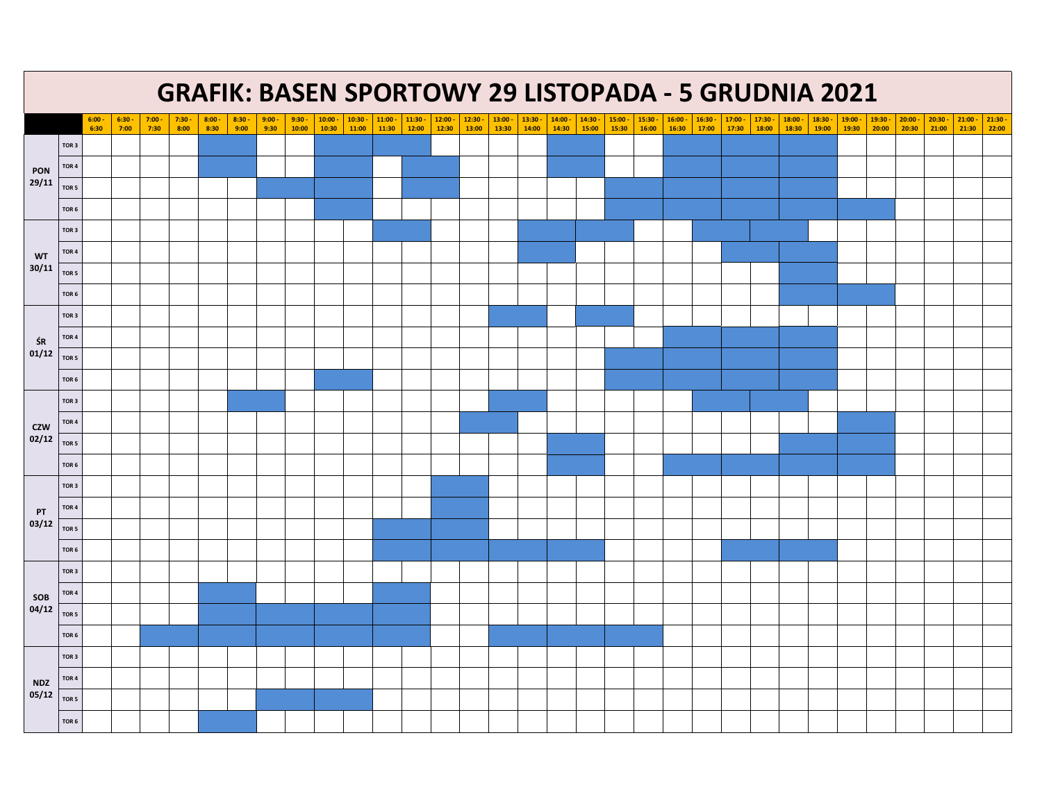# GRAFIK: BASEN SPORTOWY 29 LISTOPADA - 5 GRUDNIA 2021

| | | 6:00 - 6:30 | 6:30 - 7:00 | 7:00 - 7:30 | 7:30 - 8:00 | 8:00 - 8:30 | 8:30 - 9:00 | 9:00 - 9:30 | 9:30 - 10:00 | 10:00 - 10:30 | 10:30 - 11:00 | 11:00 - 11:30 | 11:30 - 12:00 | 12:00 - 12:30 | 12:30 - 13:00 | 13:00 - 13:30 | 13:30 - 14:00 | 14:00 - 14:30 | 14:30 - 15:00 | 15:00 - 15:30 | 15:30 - 16:00 | 16:00 - 16:30 | 16:30 - 17:00 | 17:00 - 17:30 | 17:30 - 18:00 | 18:00 - 18:30 | 18:30 - 19:00 | 19:00 - 19:30 | 19:30 - 20:00 | 20:00 - 20:30 | 20:30 - 21:00 | 21:00 - 21:30 | 21:30 - 22:00 |
|---|---|---|---|---|---|---|---|---|---|---|---|---|---|---|---|---|---|---|---|---|---|---|---|---|---|---|---|---|---|---|---|---|---|
| PON 29/11 | TOR 3 | | | | | X | X | | | X | X | X | X | | | | | X | X | | | X | X | X | X | X | X | | | | | | |
| | TOR 4 | | | | | X | X | | | X | X | | X | X | | | | X | X | | | X | X | X | X | X | X | | | | | | |
| | TOR 5 | | | | | | | X | X | X | X | | X | X | | | | | | X | X | X | X | X | X | X | X | | | | | | |
| | TOR 6 | | | | | | | | | X | X | | | | | | | | | X | X | X | X | X | X | X | X | X | X | | | | |
| WT 30/11 | TOR 3 | | | | | | | | | | | X | X | | | | X | X | X | X | | | X | X | X | X | | | | | | | |
| | TOR 4 | | | | | | | | | | | | | | | | X | X | | | | | | X | X | X | X | | | | | | |
| | TOR 5 | | | | | | | | | | | | | | | | | | | | | | | | | X | X | | | | | | |
| | TOR 6 | | | | | | | | | | | | | | | | | | | | | | | | | X | X | X | X | | | | |
| ŚR 01/12 | TOR 3 | | | | | | | | | | | | | | | X | X | | X | X | | | | | | | | | | | | | |
| | TOR 4 | | | | | | | | | | | | | | | | | | | | | X | X | X | X | X | X | | | | | | |
| | TOR 5 | | | | | | | | | | | | | | | | | | | X | X | X | X | X | X | X | X | | | | | | |
| | TOR 6 | | | | | | | | | X | X | | | | | | | | | X | X | X | X | X | X | X | X | | | | | | |
| CZW 02/12 | TOR 3 | | | | | | X | X | | | | | | | | X | X | | | | | | X | X | X | X | | | | | | | |
| | TOR 4 | | | | | | | | | | | | | | X | X | | | | | | | | | | | | X | X | | | | |
| | TOR 5 | | | | | | | | | | | | | | | | | X | X | | | | | | | X | X | X | X | | | | |
| | TOR 6 | | | | | | | | | | | | | | | | | X | X | | | X | X | X | X | X | X | X | X | | | | |
| PT 03/12 | TOR 3 | | | | | | | | | | | | | X | X | | | | | | | | | | | | | | | | | | |
| | TOR 4 | | | | | | | | | | | | | X | X | | | | | | | | | | | | | | | | | | |
| | TOR 5 | | | | | | | | | | | X | X | X | X | | | | | | | | | | | | | | | | | | |
| | TOR 6 | | | | | | | | | | | X | X | X | X | X | X | X | X | | | | | X | X | X | X | | | | | | |
| SOB 04/12 | TOR 3 | | | | | | | | | | | | | | | | | | | | | | | | | | | | | | | | |
| | TOR 4 | | | | | X | X | | | | | X | X | | | | | | | | | | | | | | | | | | | | |
| | TOR 5 | | | | | X | X | X | X | X | X | X | X | | | | | | | | | | | | | | | | | | | | |
| | TOR 6 | | | X | X | X | X | X | X | X | X | X | X | | | X | X | X | X | X | X | | | | | | | | | | | | |
| NDZ 05/12 | TOR 3 | | | | | | | | | | | | | | | | | | | | | | | | | | | | | | | | |
| | TOR 4 | | | | | | | | | | | | | | | | | | | | | | | | | | | | | | | | |
| | TOR 5 | | | | | | | X | X | X | X | | | | | | | | | | | | | | | | | | | | | | |
| | TOR 6 | | | | | X | X | | | | | | | | | | | | | | | | | | | | | | | | | | |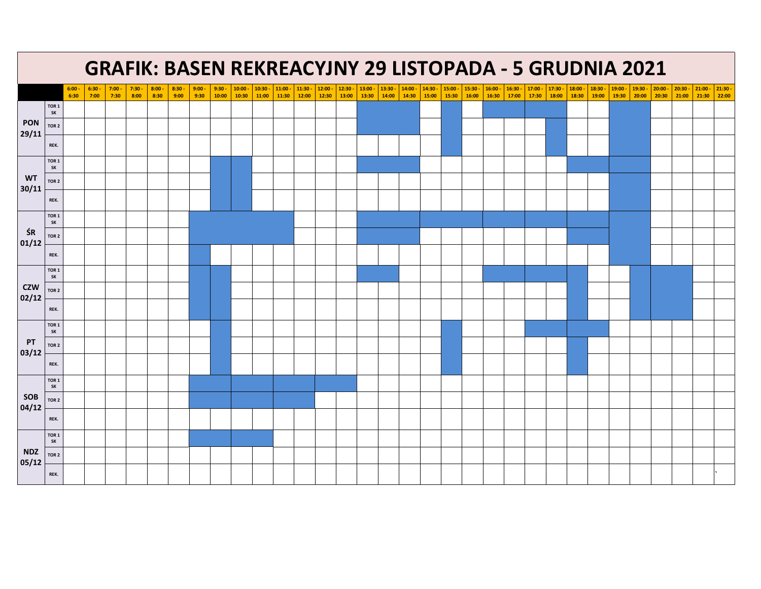# GRAFIK: BASEN REKREACYJNY 29 LISTOPADA - 5 GRUDNIA 2021

| | | 6:00 - 6:30 | 6:30 - 7:00 | 7:00 - 7:30 | 7:30 - 8:00 | 8:00 - 8:30 | 8:30 - 9:00 | 9:00 - 9:30 | 9:30 - 10:00 | 10:00 - 10:30 | 10:30 - 11:00 | 11:00 - 11:30 | 11:30 - 12:00 | 12:00 - 12:30 | 12:30 - 13:00 | 13:00 - 13:30 | 13:30 - 14:00 | 14:00 - 14:30 | 14:30 - 15:00 | 15:00 - 15:30 | 15:30 - 16:00 | 16:00 - 16:30 | 16:30 - 17:00 | 17:00 - 17:30 | 17:30 - 18:00 | 18:00 - 18:30 | 18:30 - 19:00 | 19:00 - 19:30 | 19:30 - 20:00 | 20:00 - 20:30 | 20:30 - 21:00 | 21:00 - 21:30 | 21:30 - 22:00 |
|---|---|---|---|---|---|---|---|---|---|---|---|---|---|---|---|---|---|---|---|---|---|---|---|---|---|---|---|---|---|---|---|---|---|
| PON 29/11 | TOR 1 SK | | | | | | | | | | | | | | | | | | | | | | | | | | | | | | | | |
| | TOR 2 | | | | | | | | | | | | | | | | | | | | | | | | | | | | | | | | |
| | REK. | | | | | | | | | | | | | | | | | | | | | | | | | | | | | | | | |
| WT 30/11 | TOR 1 SK | | | | | | | | | | | | | | | | | | | | | | | | | | | | | | | | |
| | TOR 2 | | | | | | | | | | | | | | | | | | | | | | | | | | | | | | | | |
| | REK. | | | | | | | | | | | | | | | | | | | | | | | | | | | | | | | | |
| ŚR 01/12 | TOR 1 SK | | | | | | | | | | | | | | | | | | | | | | | | | | | | | | | | |
| | TOR 2 | | | | | | | | | | | | | | | | | | | | | | | | | | | | | | | | |
| | REK. | | | | | | | | | | | | | | | | | | | | | | | | | | | | | | | | |
| CZW 02/12 | TOR 1 SK | | | | | | | | | | | | | | | | | | | | | | | | | | | | | | | | |
| | TOR 2 | | | | | | | | | | | | | | | | | | | | | | | | | | | | | | | | |
| | REK. | | | | | | | | | | | | | | | | | | | | | | | | | | | | | | | | |
| PT 03/12 | TOR 1 SK | | | | | | | | | | | | | | | | | | | | | | | | | | | | | | | | |
| | TOR 2 | | | | | | | | | | | | | | | | | | | | | | | | | | | | | | | | |
| | REK. | | | | | | | | | | | | | | | | | | | | | | | | | | | | | | | | |
| SOB 04/12 | TOR 1 SK | | | | | | | | | | | | | | | | | | | | | | | | | | | | | | | | |
| | TOR 2 | | | | | | | | | | | | | | | | | | | | | | | | | | | | | | | | |
| | REK. | | | | | | | | | | | | | | | | | | | | | | | | | | | | | | | | |
| NDZ 05/12 | TOR 1 SK | | | | | | | | | | | | | | | | | | | | | | | | | | | | | | | | |
| | TOR 2 | | | | | | | | | | | | | | | | | | | | | | | | | | | | | | | | |
| | REK. | | | | | | | | | | | | | | | | | | | | | | | | | | | | | | | | ` |